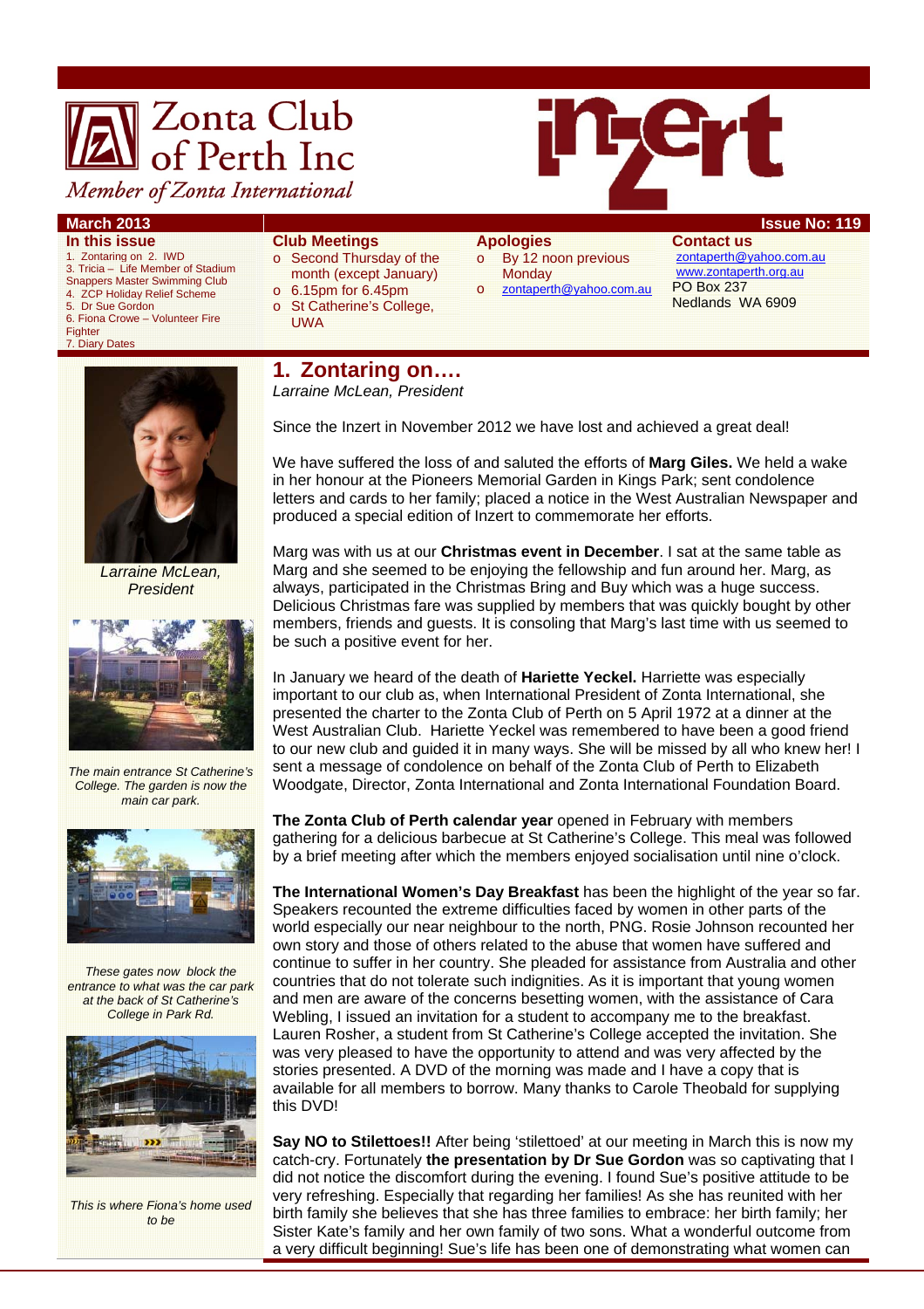# Zonta Club of Perth Inc

*Member of Zonta International*

**inzert**

**March 2013** — **Issue No: 119**

**In this issue**

1. Zontaring on
2. IWD
3. Tricia – Life Member of Stadium Snappers Master Swimming Club
4. ZCP Holiday Relief Scheme
5. Dr Sue Gordon
6. Fiona Crowe – Volunteer Fire Fighter
7. Diary Dates

**Club Meetings**

- Second Thursday of the month (except January)
- 6.15pm for 6.45pm
- St Catherine's College, UWA

**Apologies**

- By 12 noon previous Monday
- zontaperth@yahoo.com.au

**Contact us**

zontaperth@yahoo.com.au
www.zontaperth.org.au
PO Box 237
Nedlands WA 6909

## 1. Zontaring on….

*Larraine McLean, President*

*Larraine McLean, President*

*The main entrance St Catherine's College. The garden is now the main car park.*

*These gates now block the entrance to what was the car park at the back of St Catherine's College in Park Rd.*

*This is where Fiona's home used to be*

Since the Inzert in November 2012 we have lost and achieved a great deal!

We have suffered the loss of and saluted the efforts of **Marg Giles.** We held a wake in her honour at the Pioneers Memorial Garden in Kings Park; sent condolence letters and cards to her family; placed a notice in the West Australian Newspaper and produced a special edition of Inzert to commemorate her efforts.

Marg was with us at our **Christmas event in December**. I sat at the same table as Marg and she seemed to be enjoying the fellowship and fun around her. Marg, as always, participated in the Christmas Bring and Buy which was a huge success. Delicious Christmas fare was supplied by members that was quickly bought by other members, friends and guests. It is consoling that Marg's last time with us seemed to be such a positive event for her.

In January we heard of the death of **Hariette Yeckel.** Harriette was especially important to our club as, when International President of Zonta International, she presented the charter to the Zonta Club of Perth on 5 April 1972 at a dinner at the West Australian Club. Hariette Yeckel was remembered to have been a good friend to our new club and guided it in many ways. She will be missed by all who knew her! I sent a message of condolence on behalf of the Zonta Club of Perth to Elizabeth Woodgate, Director, Zonta International and Zonta International Foundation Board.

**The Zonta Club of Perth calendar year** opened in February with members gathering for a delicious barbecue at St Catherine's College. This meal was followed by a brief meeting after which the members enjoyed socialisation until nine o'clock.

**The International Women's Day Breakfast** has been the highlight of the year so far. Speakers recounted the extreme difficulties faced by women in other parts of the world especially our near neighbour to the north, PNG. Rosie Johnson recounted her own story and those of others related to the abuse that women have suffered and continue to suffer in her country. She pleaded for assistance from Australia and other countries that do not tolerate such indignities. As it is important that young women and men are aware of the concerns besetting women, with the assistance of Cara Webling, I issued an invitation for a student to accompany me to the breakfast. Lauren Rosher, a student from St Catherine's College accepted the invitation. She was very pleased to have the opportunity to attend and was very affected by the stories presented. A DVD of the morning was made and I have a copy that is available for all members to borrow. Many thanks to Carole Theobald for supplying this DVD!

**Say NO to Stilettoes!!** After being 'stilettoed' at our meeting in March this is now my catch-cry. Fortunately **the presentation by Dr Sue Gordon** was so captivating that I did not notice the discomfort during the evening. I found Sue's positive attitude to be very refreshing. Especially that regarding her families! As she has reunited with her birth family she believes that she has three families to embrace: her birth family; her Sister Kate's family and her own family of two sons. What a wonderful outcome from a very difficult beginning! Sue's life has been one of demonstrating what women can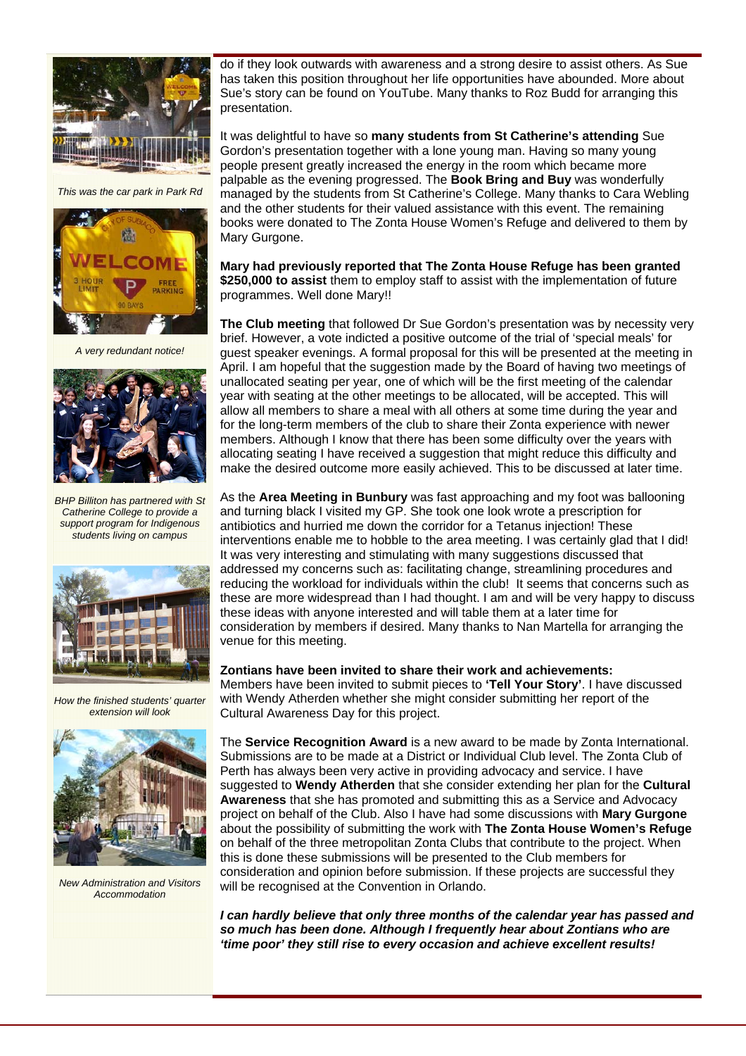do if they look outwards with awareness and a strong desire to assist others. As Sue has taken this position throughout her life opportunities have abounded. More about Sue's story can be found on YouTube. Many thanks to Roz Budd for arranging this presentation.

It was delightful to have so **many students from St Catherine's attending** Sue Gordon's presentation together with a lone young man. Having so many young people present greatly increased the energy in the room which became more palpable as the evening progressed. The **Book Bring and Buy** was wonderfully managed by the students from St Catherine's College. Many thanks to Cara Webling and the other students for their valued assistance with this event. The remaining books were donated to The Zonta House Women's Refuge and delivered to them by Mary Gurgone.

**Mary had previously reported that The Zonta House Refuge has been granted $250,000 to assist** them to employ staff to assist with the implementation of future programmes. Well done Mary!!

**The Club meeting** that followed Dr Sue Gordon's presentation was by necessity very brief. However, a vote indicted a positive outcome of the trial of 'special meals' for guest speaker evenings. A formal proposal for this will be presented at the meeting in April. I am hopeful that the suggestion made by the Board of having two meetings of unallocated seating per year, one of which will be the first meeting of the calendar year with seating at the other meetings to be allocated, will be accepted. This will allow all members to share a meal with all others at some time during the year and for the long-term members of the club to share their Zonta experience with newer members. Although I know that there has been some difficulty over the years with allocating seating I have received a suggestion that might reduce this difficulty and make the desired outcome more easily achieved. This to be discussed at later time.

As the **Area Meeting in Bunbury** was fast approaching and my foot was ballooning and turning black I visited my GP. She took one look wrote a prescription for antibiotics and hurried me down the corridor for a Tetanus injection! These interventions enable me to hobble to the area meeting. I was certainly glad that I did! It was very interesting and stimulating with many suggestions discussed that addressed my concerns such as: facilitating change, streamlining procedures and reducing the workload for individuals within the club! It seems that concerns such as these are more widespread than I had thought. I am and will be very happy to discuss these ideas with anyone interested and will table them at a later time for consideration by members if desired. Many thanks to Nan Martella for arranging the venue for this meeting.

**Zontians have been invited to share their work and achievements:**
Members have been invited to submit pieces to **'Tell Your Story'**. I have discussed with Wendy Atherden whether she might consider submitting her report of the Cultural Awareness Day for this project.

The **Service Recognition Award** is a new award to be made by Zonta International. Submissions are to be made at a District or Individual Club level. The Zonta Club of Perth has always been very active in providing advocacy and service. I have suggested to **Wendy Atherden** that she consider extending her plan for the **Cultural Awareness** that she has promoted and submitting this as a Service and Advocacy project on behalf of the Club. Also I have had some discussions with **Mary Gurgone** about the possibility of submitting the work with **The Zonta House Women's Refuge** on behalf of the three metropolitan Zonta Clubs that contribute to the project. When this is done these submissions will be presented to the Club members for consideration and opinion before submission. If these projects are successful they will be recognised at the Convention in Orlando.

***I can hardly believe that only three months of the calendar year has passed and so much has been done. Although I frequently hear about Zontians who are 'time poor' they still rise to every occasion and achieve excellent results!***

*This was the car park in Park Rd*

*A very redundant notice!*

*BHP Billiton has partnered with St Catherine College to provide a support program for Indigenous students living on campus*

*How the finished students' quarter extension will look*

*New Administration and Visitors Accommodation*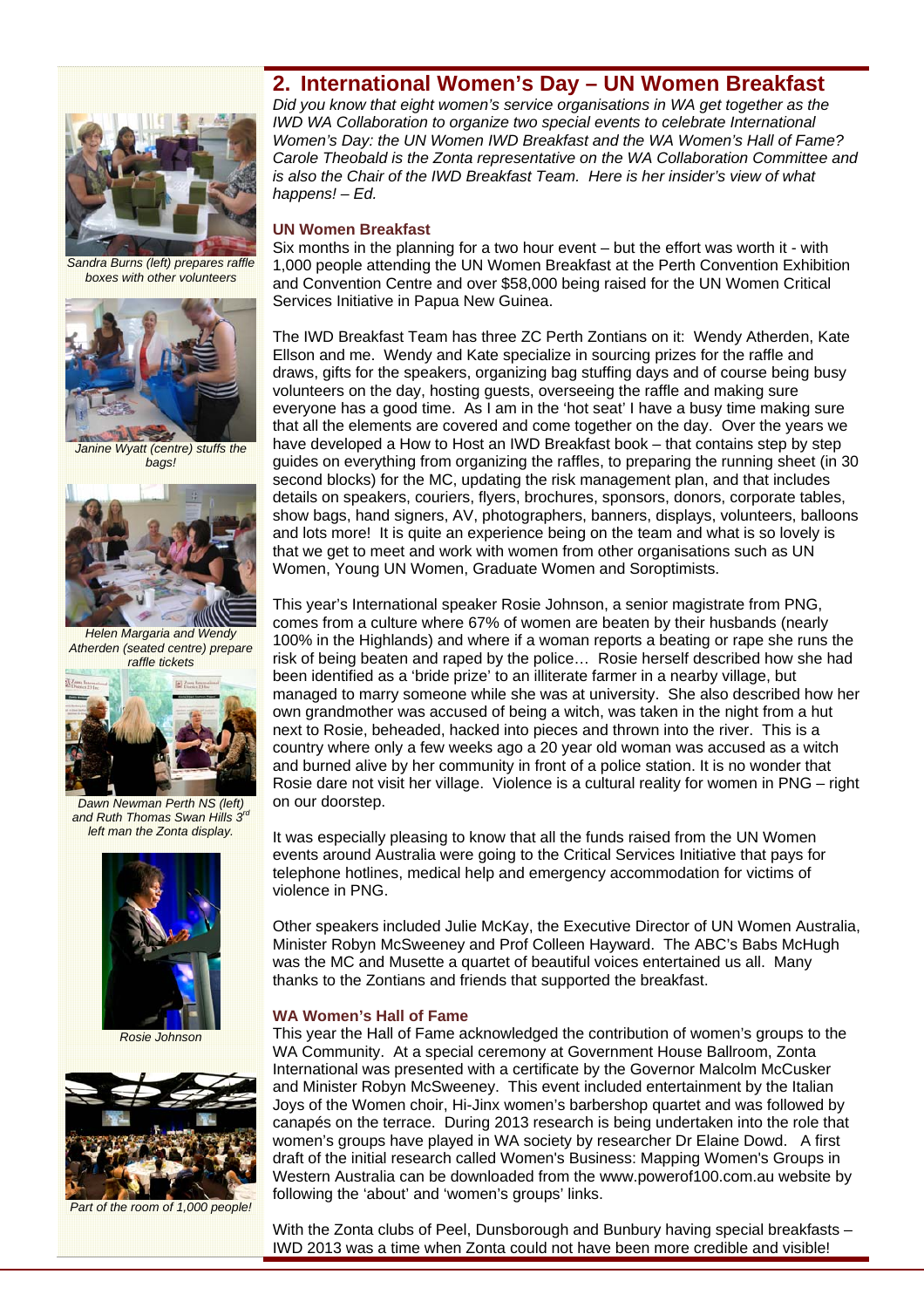## 2. International Women's Day – UN Women Breakfast

*Did you know that eight women's service organisations in WA get together as the IWD WA Collaboration to organize two special events to celebrate International Women's Day: the UN Women IWD Breakfast and the WA Women's Hall of Fame? Carole Theobald is the Zonta representative on the WA Collaboration Committee and is also the Chair of the IWD Breakfast Team. Here is her insider's view of what happens! – Ed.*

### UN Women Breakfast

Six months in the planning for a two hour event – but the effort was worth it - with 1,000 people attending the UN Women Breakfast at the Perth Convention Exhibition and Convention Centre and over $58,000 being raised for the UN Women Critical Services Initiative in Papua New Guinea.

The IWD Breakfast Team has three ZC Perth Zontians on it: Wendy Atherden, Kate Ellson and me. Wendy and Kate specialize in sourcing prizes for the raffle and draws, gifts for the speakers, organizing bag stuffing days and of course being busy volunteers on the day, hosting guests, overseeing the raffle and making sure everyone has a good time. As I am in the 'hot seat' I have a busy time making sure that all the elements are covered and come together on the day. Over the years we have developed a How to Host an IWD Breakfast book – that contains step by step guides on everything from organizing the raffles, to preparing the running sheet (in 30 second blocks) for the MC, updating the risk management plan, and that includes details on speakers, couriers, flyers, brochures, sponsors, donors, corporate tables, show bags, hand signers, AV, photographers, banners, displays, volunteers, balloons and lots more! It is quite an experience being on the team and what is so lovely is that we get to meet and work with women from other organisations such as UN Women, Young UN Women, Graduate Women and Soroptimists.

This year's International speaker Rosie Johnson, a senior magistrate from PNG, comes from a culture where 67% of women are beaten by their husbands (nearly 100% in the Highlands) and where if a woman reports a beating or rape she runs the risk of being beaten and raped by the police… Rosie herself described how she had been identified as a 'bride prize' to an illiterate farmer in a nearby village, but managed to marry someone while she was at university. She also described how her own grandmother was accused of being a witch, was taken in the night from a hut next to Rosie, beheaded, hacked into pieces and thrown into the river. This is a country where only a few weeks ago a 20 year old woman was accused as a witch and burned alive by her community in front of a police station. It is no wonder that Rosie dare not visit her village. Violence is a cultural reality for women in PNG – right on our doorstep.

It was especially pleasing to know that all the funds raised from the UN Women events around Australia were going to the Critical Services Initiative that pays for telephone hotlines, medical help and emergency accommodation for victims of violence in PNG.

Other speakers included Julie McKay, the Executive Director of UN Women Australia, Minister Robyn McSweeney and Prof Colleen Hayward. The ABC's Babs McHugh was the MC and Musette a quartet of beautiful voices entertained us all. Many thanks to the Zontians and friends that supported the breakfast.

### WA Women's Hall of Fame

This year the Hall of Fame acknowledged the contribution of women's groups to the WA Community. At a special ceremony at Government House Ballroom, Zonta International was presented with a certificate by the Governor Malcolm McCusker and Minister Robyn McSweeney. This event included entertainment by the Italian Joys of the Women choir, Hi-Jinx women's barbershop quartet and was followed by canapés on the terrace. During 2013 research is being undertaken into the role that women's groups have played in WA society by researcher Dr Elaine Dowd. A first draft of the initial research called Women's Business: Mapping Women's Groups in Western Australia can be downloaded from the www.powerof100.com.au website by following the 'about' and 'women's groups' links.

With the Zonta clubs of Peel, Dunsborough and Bunbury having special breakfasts – IWD 2013 was a time when Zonta could not have been more credible and visible!

*Sandra Burns (left) prepares raffle boxes with other volunteers*

*Janine Wyatt (centre) stuffs the bags!*

*Helen Margaria and Wendy Atherden (seated centre) prepare raffle tickets*

*Dawn Newman Perth NS (left) and Ruth Thomas Swan Hills 3rd left man the Zonta display.*

*Rosie Johnson*

*Part of the room of 1,000 people!*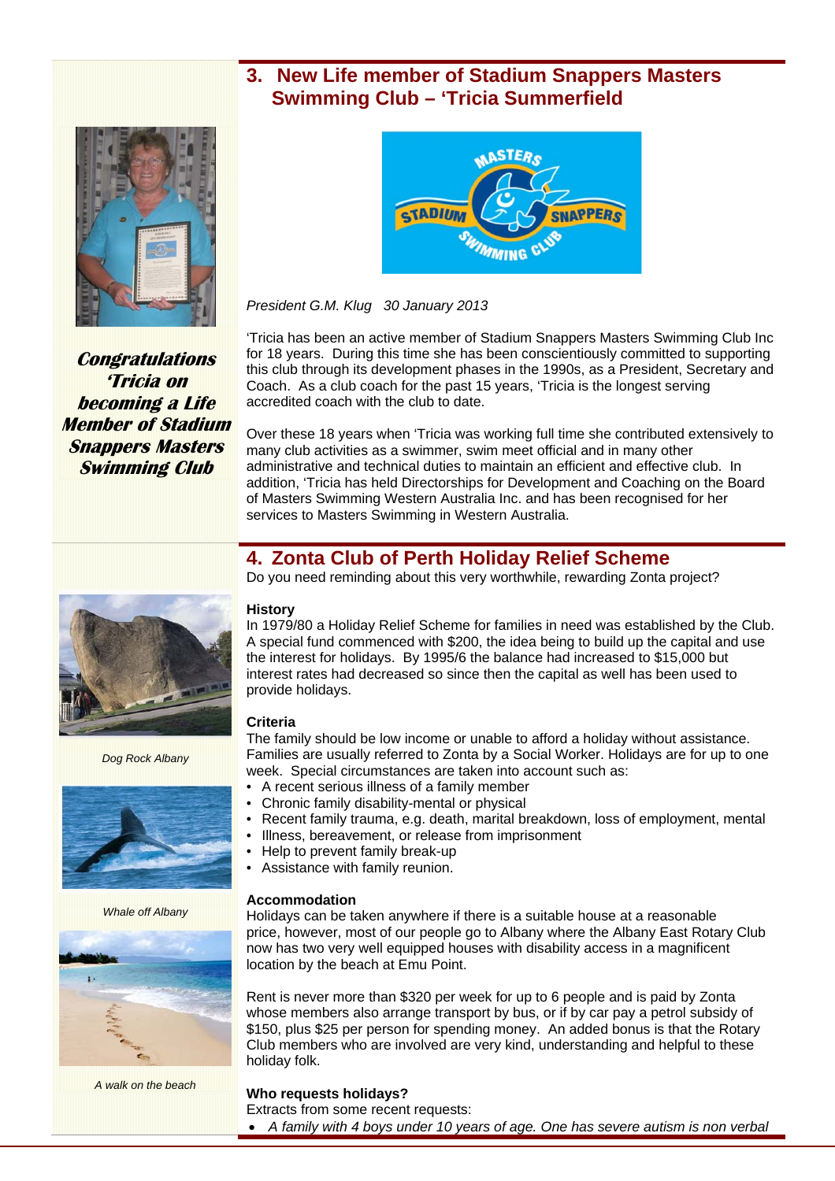## 3. New Life member of Stadium Snappers Masters Swimming Club – 'Tricia Summerfield

***Congratulations 'Tricia on becoming a Life Member of Stadium Snappers Masters Swimming Club***

*President G.M. Klug 30 January 2013*

'Tricia has been an active member of Stadium Snappers Masters Swimming Club Inc for 18 years. During this time she has been conscientiously committed to supporting this club through its development phases in the 1990s, as a President, Secretary and Coach. As a club coach for the past 15 years, 'Tricia is the longest serving accredited coach with the club to date.

Over these 18 years when 'Tricia was working full time she contributed extensively to many club activities as a swimmer, swim meet official and in many other administrative and technical duties to maintain an efficient and effective club. In addition, 'Tricia has held Directorships for Development and Coaching on the Board of Masters Swimming Western Australia Inc. and has been recognised for her services to Masters Swimming in Western Australia.

## 4. Zonta Club of Perth Holiday Relief Scheme

Do you need reminding about this very worthwhile, rewarding Zonta project?

*Dog Rock Albany*

*Whale off Albany*

*A walk on the beach*

**History**

In 1979/80 a Holiday Relief Scheme for families in need was established by the Club. A special fund commenced with $200, the idea being to build up the capital and use the interest for holidays. By 1995/6 the balance had increased to $15,000 but interest rates had decreased so since then the capital as well has been used to provide holidays.

**Criteria**

The family should be low income or unable to afford a holiday without assistance. Families are usually referred to Zonta by a Social Worker. Holidays are for up to one week. Special circumstances are taken into account such as:

- A recent serious illness of a family member
- Chronic family disability-mental or physical
- Recent family trauma, e.g. death, marital breakdown, loss of employment, mental
- Illness, bereavement, or release from imprisonment
- Help to prevent family break-up
- Assistance with family reunion.

**Accommodation**

Holidays can be taken anywhere if there is a suitable house at a reasonable price, however, most of our people go to Albany where the Albany East Rotary Club now has two very well equipped houses with disability access in a magnificent location by the beach at Emu Point.

Rent is never more than $320 per week for up to 6 people and is paid by Zonta whose members also arrange transport by bus, or if by car pay a petrol subsidy of $150, plus $25 per person for spending money. An added bonus is that the Rotary Club members who are involved are very kind, understanding and helpful to these holiday folk.

**Who requests holidays?**

Extracts from some recent requests:

- *A family with 4 boys under 10 years of age. One has severe autism is non verbal*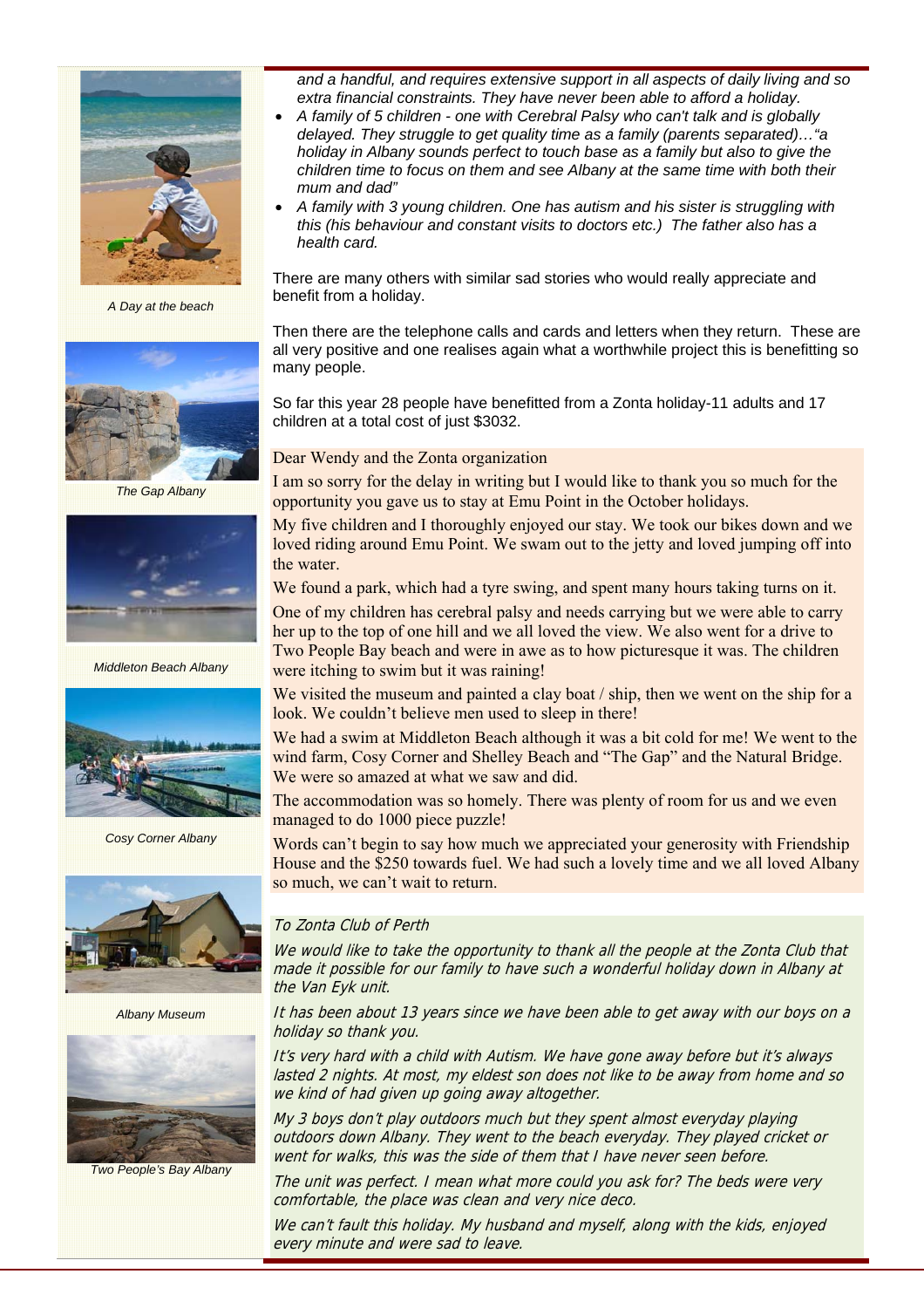*and a handful, and requires extensive support in all aspects of daily living and so extra financial constraints. They have never been able to afford a holiday.*

- *A family of 5 children - one with Cerebral Palsy who can't talk and is globally delayed. They struggle to get quality time as a family (parents separated)…"a holiday in Albany sounds perfect to touch base as a family but also to give the children time to focus on them and see Albany at the same time with both their mum and dad"*
- *A family with 3 young children. One has autism and his sister is struggling with this (his behaviour and constant visits to doctors etc.) The father also has a health card.*

There are many others with similar sad stories who would really appreciate and benefit from a holiday.

Then there are the telephone calls and cards and letters when they return. These are all very positive and one realises again what a worthwhile project this is benefitting so many people.

So far this year 28 people have benefitted from a Zonta holiday-11 adults and 17 children at a total cost of just $3032.

Dear Wendy and the Zonta organization

I am so sorry for the delay in writing but I would like to thank you so much for the opportunity you gave us to stay at Emu Point in the October holidays.

My five children and I thoroughly enjoyed our stay. We took our bikes down and we loved riding around Emu Point. We swam out to the jetty and loved jumping off into the water.

We found a park, which had a tyre swing, and spent many hours taking turns on it.

One of my children has cerebral palsy and needs carrying but we were able to carry her up to the top of one hill and we all loved the view. We also went for a drive to Two People Bay beach and were in awe as to how picturesque it was. The children were itching to swim but it was raining!

We visited the museum and painted a clay boat / ship, then we went on the ship for a look. We couldn't believe men used to sleep in there!

We had a swim at Middleton Beach although it was a bit cold for me! We went to the wind farm, Cosy Corner and Shelley Beach and "The Gap" and the Natural Bridge. We were so amazed at what we saw and did.

The accommodation was so homely. There was plenty of room for us and we even managed to do 1000 piece puzzle!

Words can't begin to say how much we appreciated your generosity with Friendship House and the $250 towards fuel. We had such a lovely time and we all loved Albany so much, we can't wait to return.

*To Zonta Club of Perth*

*We would like to take the opportunity to thank all the people at the Zonta Club that made it possible for our family to have such a wonderful holiday down in Albany at the Van Eyk unit.*

*It has been about 13 years since we have been able to get away with our boys on a holiday so thank you.*

*It's very hard with a child with Autism. We have gone away before but it's always lasted 2 nights. At most, my eldest son does not like to be away from home and so we kind of had given up going away altogether.*

*My 3 boys don't play outdoors much but they spent almost everyday playing outdoors down Albany. They went to the beach everyday. They played cricket or went for walks, this was the side of them that I have never seen before.*

*The unit was perfect. I mean what more could you ask for? The beds were very comfortable, the place was clean and very nice deco.*

*We can't fault this holiday. My husband and myself, along with the kids, enjoyed every minute and were sad to leave.*

A Day at the beach

The Gap Albany

Middleton Beach Albany

Cosy Corner Albany

Albany Museum

Two People's Bay Albany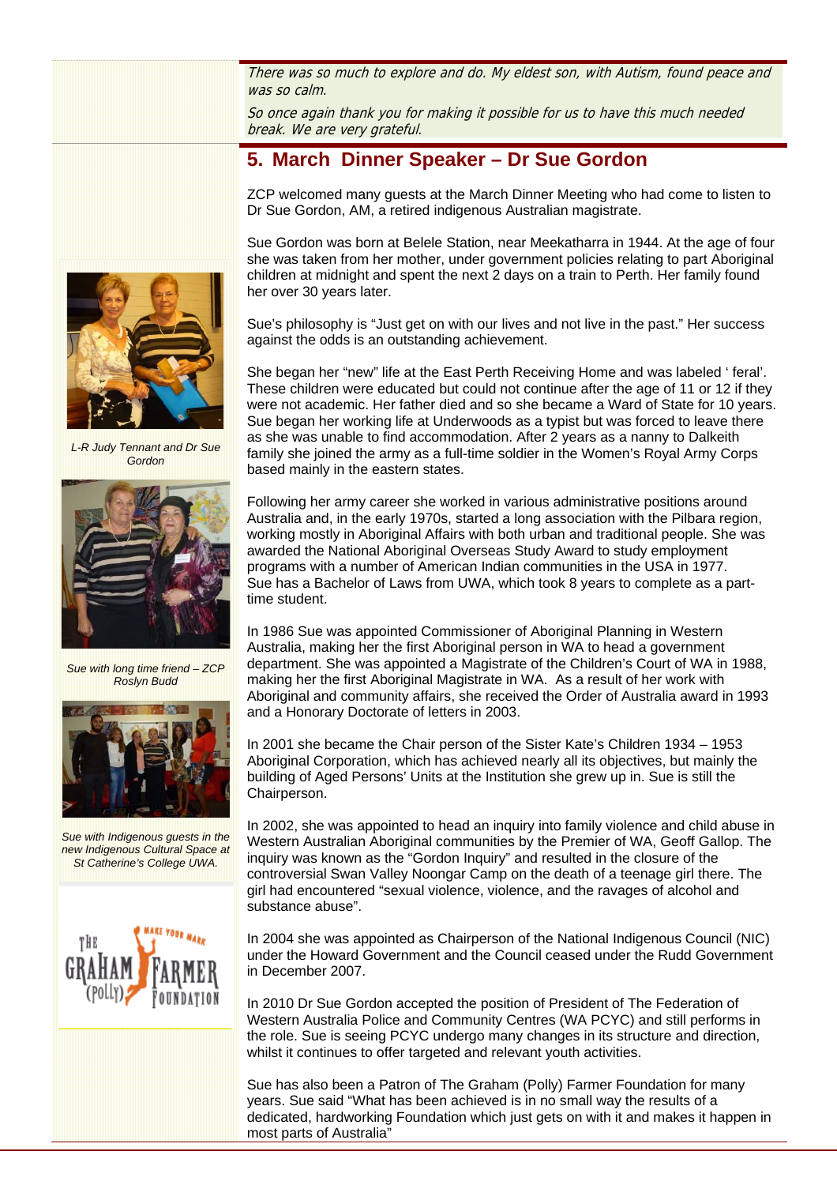*There was so much to explore and do. My eldest son, with Autism, found peace and was so calm.*

*So once again thank you for making it possible for us to have this much needed break. We are very grateful.*

## 5. March Dinner Speaker – Dr Sue Gordon

ZCP welcomed many guests at the March Dinner Meeting who had come to listen to Dr Sue Gordon, AM, a retired indigenous Australian magistrate.

Sue Gordon was born at Belele Station, near Meekatharra in 1944. At the age of four she was taken from her mother, under government policies relating to part Aboriginal children at midnight and spent the next 2 days on a train to Perth. Her family found her over 30 years later.

Sue's philosophy is "Just get on with our lives and not live in the past." Her success against the odds is an outstanding achievement.

She began her "new" life at the East Perth Receiving Home and was labeled ' feral'. These children were educated but could not continue after the age of 11 or 12 if they were not academic. Her father died and so she became a Ward of State for 10 years. Sue began her working life at Underwoods as a typist but was forced to leave there as she was unable to find accommodation. After 2 years as a nanny to Dalkeith family she joined the army as a full-time soldier in the Women's Royal Army Corps based mainly in the eastern states.

Following her army career she worked in various administrative positions around Australia and, in the early 1970s, started a long association with the Pilbara region, working mostly in Aboriginal Affairs with both urban and traditional people. She was awarded the National Aboriginal Overseas Study Award to study employment programs with a number of American Indian communities in the USA in 1977. Sue has a Bachelor of Laws from UWA, which took 8 years to complete as a part-time student.

In 1986 Sue was appointed Commissioner of Aboriginal Planning in Western Australia, making her the first Aboriginal person in WA to head a government department. She was appointed a Magistrate of the Children's Court of WA in 1988, making her the first Aboriginal Magistrate in WA. As a result of her work with Aboriginal and community affairs, she received the Order of Australia award in 1993 and a Honorary Doctorate of letters in 2003.

In 2001 she became the Chair person of the Sister Kate's Children 1934 – 1953 Aboriginal Corporation, which has achieved nearly all its objectives, but mainly the building of Aged Persons' Units at the Institution she grew up in. Sue is still the Chairperson.

In 2002, she was appointed to head an inquiry into family violence and child abuse in Western Australian Aboriginal communities by the Premier of WA, Geoff Gallop. The inquiry was known as the "Gordon Inquiry" and resulted in the closure of the controversial Swan Valley Noongar Camp on the death of a teenage girl there. The girl had encountered "sexual violence, violence, and the ravages of alcohol and substance abuse".

In 2004 she was appointed as Chairperson of the National Indigenous Council (NIC) under the Howard Government and the Council ceased under the Rudd Government in December 2007.

In 2010 Dr Sue Gordon accepted the position of President of The Federation of Western Australia Police and Community Centres (WA PCYC) and still performs in the role. Sue is seeing PCYC undergo many changes in its structure and direction, whilst it continues to offer targeted and relevant youth activities.

Sue has also been a Patron of The Graham (Polly) Farmer Foundation for many years. Sue said "What has been achieved is in no small way the results of a dedicated, hardworking Foundation which just gets on with it and makes it happen in most parts of Australia"

*L-R Judy Tennant and Dr Sue Gordon*

*Sue with long time friend – ZCP Roslyn Budd*

*Sue with Indigenous guests in the new Indigenous Cultural Space at St Catherine's College UWA.*

The Graham (Polly) Farmer Foundation – Make Your Mark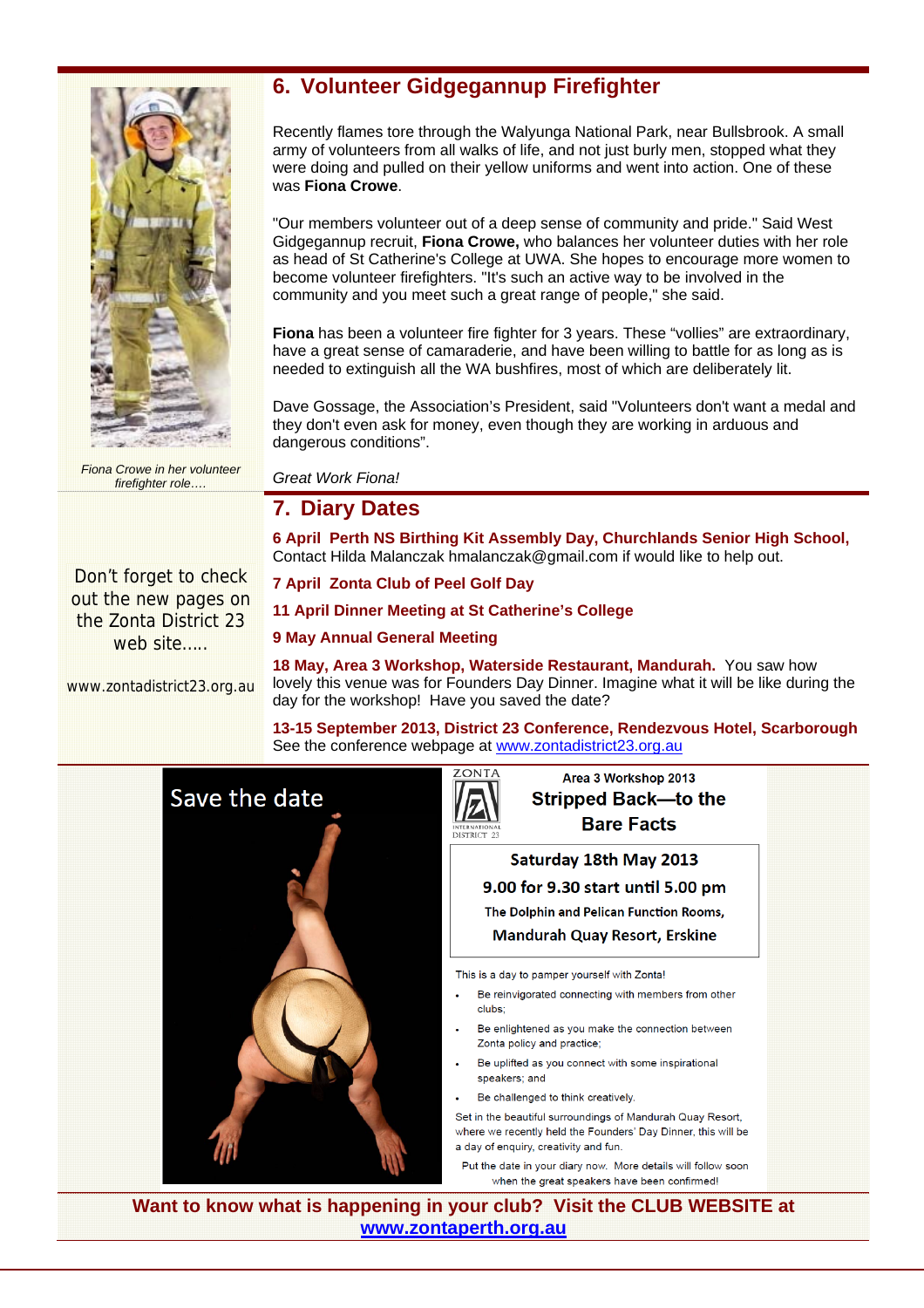## 6. Volunteer Gidgegannup Firefighter

*Fiona Crowe in her volunteer firefighter role….*

Recently flames tore through the Walyunga National Park, near Bullsbrook. A small army of volunteers from all walks of life, and not just burly men, stopped what they were doing and pulled on their yellow uniforms and went into action. One of these was **Fiona Crowe**.

"Our members volunteer out of a deep sense of community and pride." Said West Gidgegannup recruit, **Fiona Crowe,** who balances her volunteer duties with her role as head of St Catherine's College at UWA. She hopes to encourage more women to become volunteer firefighters. "It's such an active way to be involved in the community and you meet such a great range of people," she said.

**Fiona** has been a volunteer fire fighter for 3 years. These "vollies" are extraordinary, have a great sense of camaraderie, and have been willing to battle for as long as is needed to extinguish all the WA bushfires, most of which are deliberately lit.

Dave Gossage, the Association's President, said "Volunteers don't want a medal and they don't even ask for money, even though they are working in arduous and dangerous conditions".

*Great Work Fiona!*

## 7. Diary Dates

Don't forget to check out the new pages on the Zonta District 23 web site…..

www.zontadistrict23.org.au

**6 April Perth NS Birthing Kit Assembly Day, Churchlands Senior High School,** Contact Hilda Malanczak hmalanczak@gmail.com if would like to help out.

**7 April Zonta Club of Peel Golf Day**

**11 April Dinner Meeting at St Catherine's College**

**9 May Annual General Meeting**

**18 May, Area 3 Workshop, Waterside Restaurant, Mandurah.** You saw how lovely this venue was for Founders Day Dinner. Imagine what it will be like during the day for the workshop! Have you saved the date?

**13-15 September 2013, District 23 Conference, Rendezvous Hotel, Scarborough** See the conference webpage at www.zontadistrict23.org.au

Save the date

ZONTA INTERNATIONAL DISTRICT 23

**Area 3 Workshop 2013**

**Stripped Back—to the Bare Facts**

**Saturday 18th May 2013**

**9.00 for 9.30 start until 5.00 pm**

**The Dolphin and Pelican Function Rooms,**

**Mandurah Quay Resort, Erskine**

This is a day to pamper yourself with Zonta!

- Be reinvigorated connecting with members from other clubs;
- Be enlightened as you make the connection between Zonta policy and practice;
- Be uplifted as you connect with some inspirational speakers; and
- Be challenged to think creatively.

Set in the beautiful surroundings of Mandurah Quay Resort, where we recently held the Founders' Day Dinner, this will be a day of enquiry, creativity and fun.

Put the date in your diary now. More details will follow soon when the great speakers have been confirmed!

**Want to know what is happening in your club? Visit the CLUB WEBSITE at www.zontaperth.org.au**